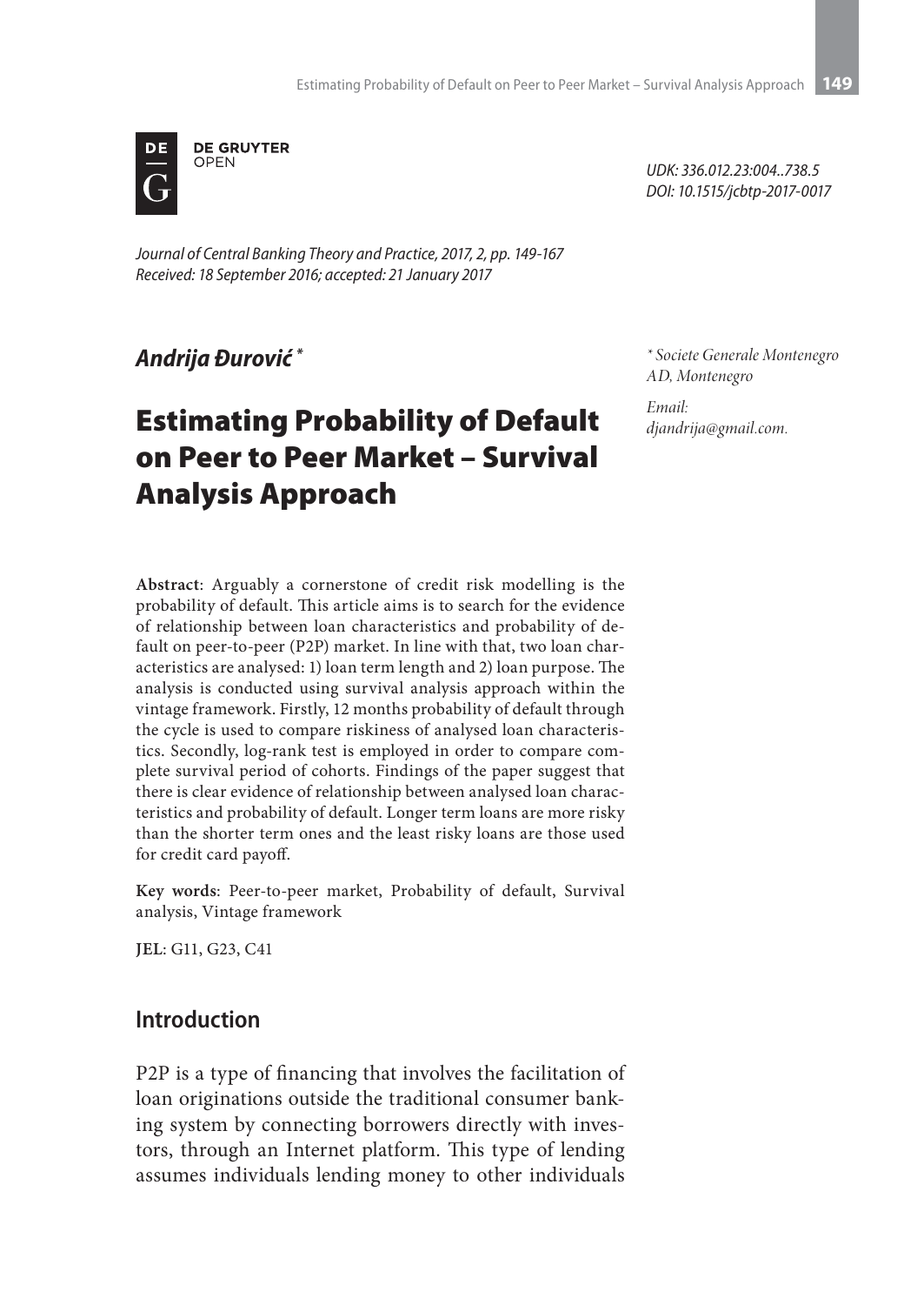UDK: 336.012.23:004..738.5
DOI: 10.1515/jcbtp-2017-0017

*Journal of Central Banking Theory and Practice, 2017, 2, pp. 149-167*
*Received: 18 September 2016; accepted: 21 January 2017*

***Andrija Đurović*** *

*\* Societe Generale Montenegro AD, Montenegro*

*Email: djandrija@gmail.com.*

# Estimating Probability of Default on Peer to Peer Market – Survival Analysis Approach

**Abstract**: Arguably a cornerstone of credit risk modelling is the probability of default. This article aims is to search for the evidence of relationship between loan characteristics and probability of default on peer-to-peer (P2P) market. In line with that, two loan characteristics are analysed: 1) loan term length and 2) loan purpose. The analysis is conducted using survival analysis approach within the vintage framework. Firstly, 12 months probability of default through the cycle is used to compare riskiness of analysed loan characteristics. Secondly, log-rank test is employed in order to compare complete survival period of cohorts. Findings of the paper suggest that there is clear evidence of relationship between analysed loan characteristics and probability of default. Longer term loans are more risky than the shorter term ones and the least risky loans are those used for credit card payoff.

**Key words**: Peer-to-peer market, Probability of default, Survival analysis, Vintage framework

**JEL**: G11, G23, C41

## Introduction

P2P is a type of financing that involves the facilitation of loan originations outside the traditional consumer banking system by connecting borrowers directly with investors, through an Internet platform. This type of lending assumes individuals lending money to other individuals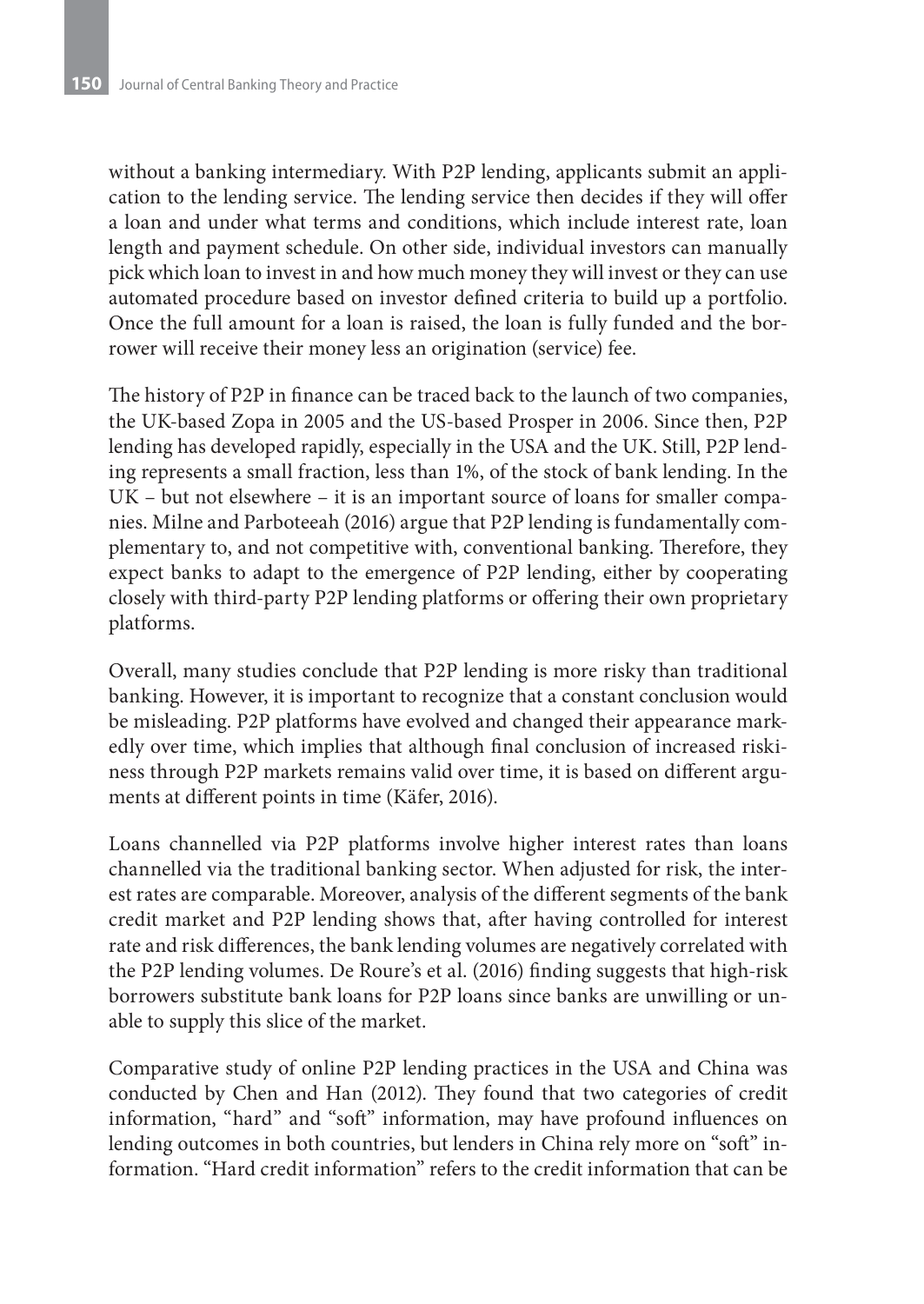without a banking intermediary. With P2P lending, applicants submit an application to the lending service. The lending service then decides if they will offer a loan and under what terms and conditions, which include interest rate, loan length and payment schedule. On other side, individual investors can manually pick which loan to invest in and how much money they will invest or they can use automated procedure based on investor defined criteria to build up a portfolio. Once the full amount for a loan is raised, the loan is fully funded and the borrower will receive their money less an origination (service) fee.

The history of P2P in finance can be traced back to the launch of two companies, the UK-based Zopa in 2005 and the US-based Prosper in 2006. Since then, P2P lending has developed rapidly, especially in the USA and the UK. Still, P2P lending represents a small fraction, less than 1%, of the stock of bank lending. In the UK – but not elsewhere – it is an important source of loans for smaller companies. Milne and Parboteeah (2016) argue that P2P lending is fundamentally complementary to, and not competitive with, conventional banking. Therefore, they expect banks to adapt to the emergence of P2P lending, either by cooperating closely with third-party P2P lending platforms or offering their own proprietary platforms.

Overall, many studies conclude that P2P lending is more risky than traditional banking. However, it is important to recognize that a constant conclusion would be misleading. P2P platforms have evolved and changed their appearance markedly over time, which implies that although final conclusion of increased riskiness through P2P markets remains valid over time, it is based on different arguments at different points in time (Käfer, 2016).

Loans channelled via P2P platforms involve higher interest rates than loans channelled via the traditional banking sector. When adjusted for risk, the interest rates are comparable. Moreover, analysis of the different segments of the bank credit market and P2P lending shows that, after having controlled for interest rate and risk differences, the bank lending volumes are negatively correlated with the P2P lending volumes. De Roure's et al. (2016) finding suggests that high-risk borrowers substitute bank loans for P2P loans since banks are unwilling or unable to supply this slice of the market.

Comparative study of online P2P lending practices in the USA and China was conducted by Chen and Han (2012). They found that two categories of credit information, "hard" and "soft" information, may have profound influences on lending outcomes in both countries, but lenders in China rely more on "soft" information. "Hard credit information" refers to the credit information that can be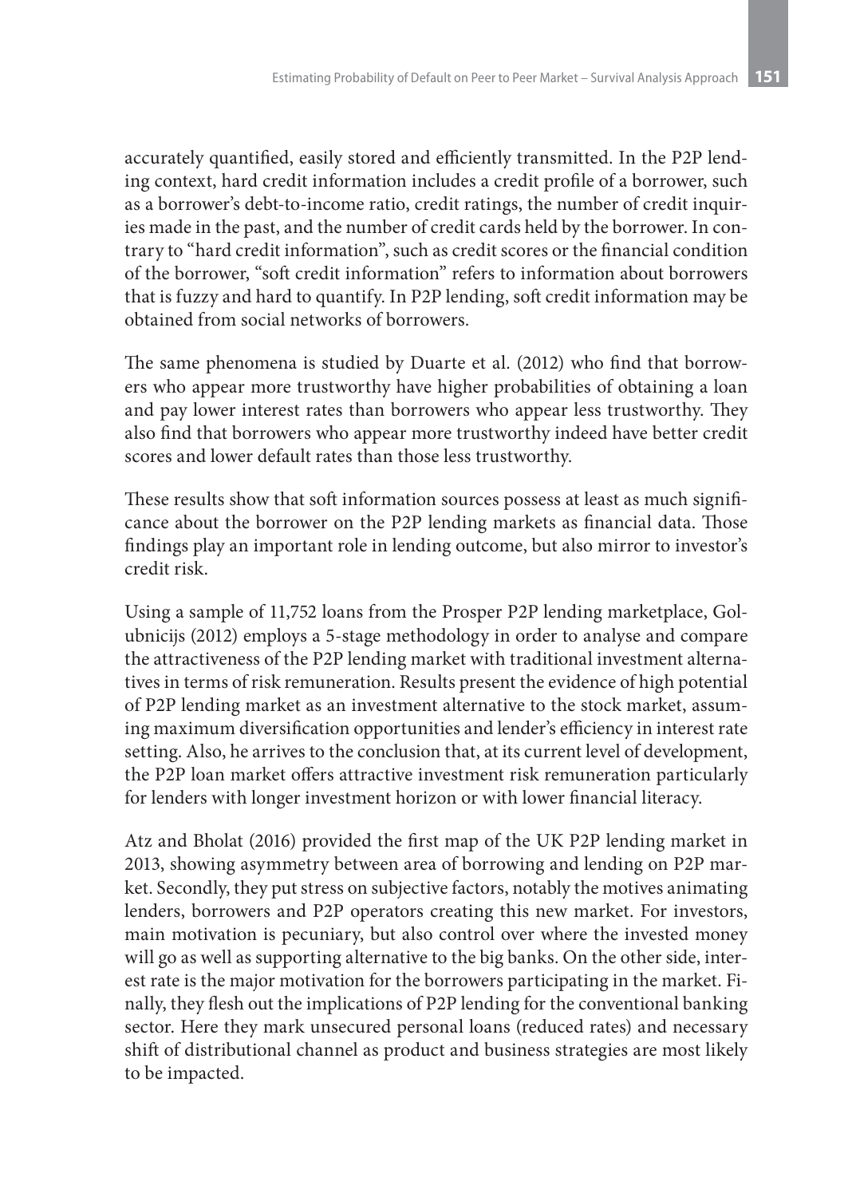accurately quantified, easily stored and efficiently transmitted. In the P2P lending context, hard credit information includes a credit profile of a borrower, such as a borrower's debt-to-income ratio, credit ratings, the number of credit inquiries made in the past, and the number of credit cards held by the borrower. In contrary to "hard credit information", such as credit scores or the financial condition of the borrower, "soft credit information" refers to information about borrowers that is fuzzy and hard to quantify. In P2P lending, soft credit information may be obtained from social networks of borrowers.

The same phenomena is studied by Duarte et al. (2012) who find that borrowers who appear more trustworthy have higher probabilities of obtaining a loan and pay lower interest rates than borrowers who appear less trustworthy. They also find that borrowers who appear more trustworthy indeed have better credit scores and lower default rates than those less trustworthy.

These results show that soft information sources possess at least as much significance about the borrower on the P2P lending markets as financial data. Those findings play an important role in lending outcome, but also mirror to investor's credit risk.

Using a sample of 11,752 loans from the Prosper P2P lending marketplace, Golubnicijs (2012) employs a 5-stage methodology in order to analyse and compare the attractiveness of the P2P lending market with traditional investment alternatives in terms of risk remuneration. Results present the evidence of high potential of P2P lending market as an investment alternative to the stock market, assuming maximum diversification opportunities and lender's efficiency in interest rate setting. Also, he arrives to the conclusion that, at its current level of development, the P2P loan market offers attractive investment risk remuneration particularly for lenders with longer investment horizon or with lower financial literacy.

Atz and Bholat (2016) provided the first map of the UK P2P lending market in 2013, showing asymmetry between area of borrowing and lending on P2P market. Secondly, they put stress on subjective factors, notably the motives animating lenders, borrowers and P2P operators creating this new market. For investors, main motivation is pecuniary, but also control over where the invested money will go as well as supporting alternative to the big banks. On the other side, interest rate is the major motivation for the borrowers participating in the market. Finally, they flesh out the implications of P2P lending for the conventional banking sector. Here they mark unsecured personal loans (reduced rates) and necessary shift of distributional channel as product and business strategies are most likely to be impacted.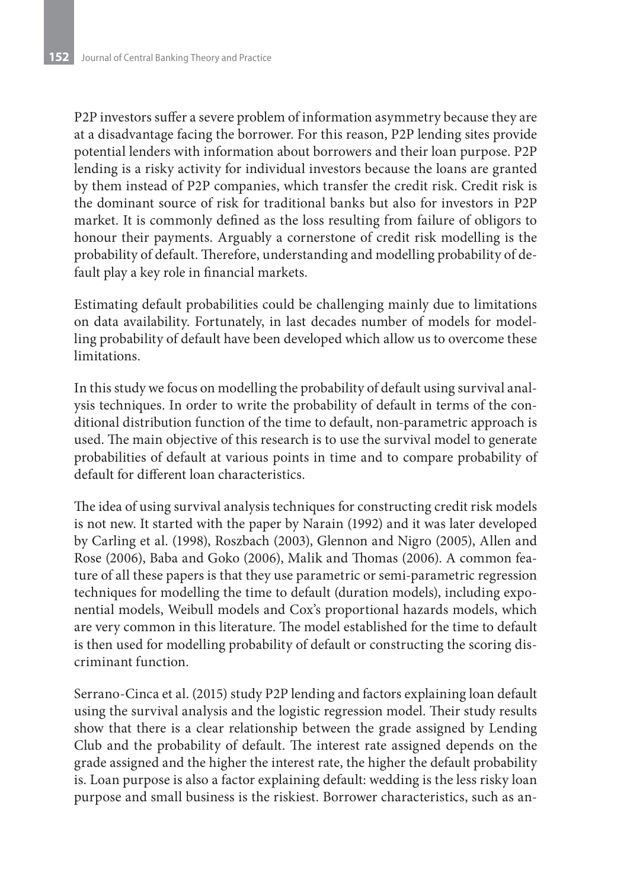P2P investors suffer a severe problem of information asymmetry because they are at a disadvantage facing the borrower. For this reason, P2P lending sites provide potential lenders with information about borrowers and their loan purpose. P2P lending is a risky activity for individual investors because the loans are granted by them instead of P2P companies, which transfer the credit risk. Credit risk is the dominant source of risk for traditional banks but also for investors in P2P market. It is commonly defined as the loss resulting from failure of obligors to honour their payments. Arguably a cornerstone of credit risk modelling is the probability of default. Therefore, understanding and modelling probability of default play a key role in financial markets.

Estimating default probabilities could be challenging mainly due to limitations on data availability. Fortunately, in last decades number of models for modelling probability of default have been developed which allow us to overcome these limitations.

In this study we focus on modelling the probability of default using survival analysis techniques. In order to write the probability of default in terms of the conditional distribution function of the time to default, non-parametric approach is used. The main objective of this research is to use the survival model to generate probabilities of default at various points in time and to compare probability of default for different loan characteristics.

The idea of using survival analysis techniques for constructing credit risk models is not new. It started with the paper by Narain (1992) and it was later developed by Carling et al. (1998), Roszbach (2003), Glennon and Nigro (2005), Allen and Rose (2006), Baba and Goko (2006), Malik and Thomas (2006). A common feature of all these papers is that they use parametric or semi-parametric regression techniques for modelling the time to default (duration models), including exponential models, Weibull models and Cox's proportional hazards models, which are very common in this literature. The model established for the time to default is then used for modelling probability of default or constructing the scoring discriminant function.

Serrano-Cinca et al. (2015) study P2P lending and factors explaining loan default using the survival analysis and the logistic regression model. Their study results show that there is a clear relationship between the grade assigned by Lending Club and the probability of default. The interest rate assigned depends on the grade assigned and the higher the interest rate, the higher the default probability is. Loan purpose is also a factor explaining default: wedding is the less risky loan purpose and small business is the riskiest. Borrower characteristics, such as an-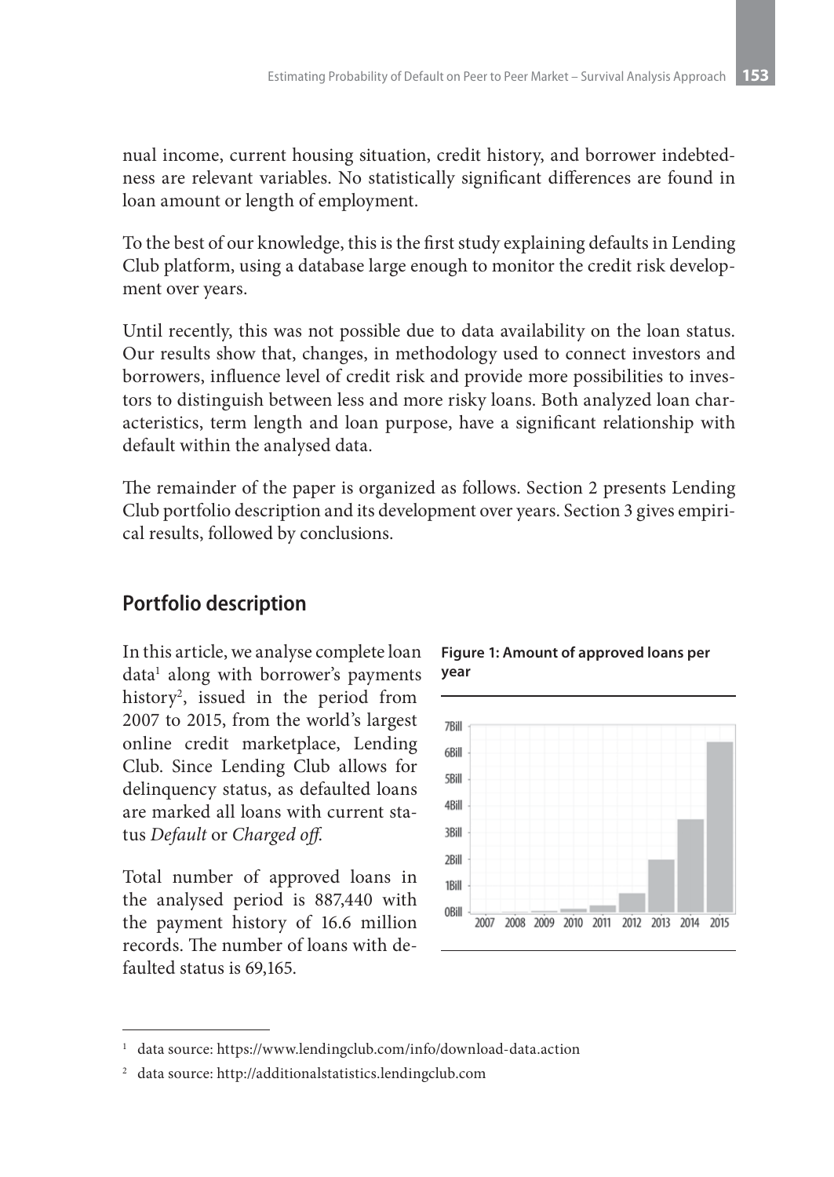nual income, current housing situation, credit history, and borrower indebtedness are relevant variables. No statistically significant differences are found in loan amount or length of employment.

To the best of our knowledge, this is the first study explaining defaults in Lending Club platform, using a database large enough to monitor the credit risk development over years.

Until recently, this was not possible due to data availability on the loan status. Our results show that, changes, in methodology used to connect investors and borrowers, influence level of credit risk and provide more possibilities to investors to distinguish between less and more risky loans. Both analyzed loan characteristics, term length and loan purpose, have a significant relationship with default within the analysed data.

The remainder of the paper is organized as follows. Section 2 presents Lending Club portfolio description and its development over years. Section 3 gives empirical results, followed by conclusions.

## Portfolio description

In this article, we analyse complete loan data[1] along with borrower's payments history[2], issued in the period from 2007 to 2015, from the world's largest online credit marketplace, Lending Club. Since Lending Club allows for delinquency status, as defaulted loans are marked all loans with current status *Default* or *Charged off*.

Total number of approved loans in the analysed period is 887,440 with the payment history of 16.6 million records. The number of loans with defaulted status is 69,165.

**Figure 1: Amount of approved loans per year**

---

[1] data source: https://www.lendingclub.com/info/download-data.action

[2] data source: http://additionalstatistics.lendingclub.com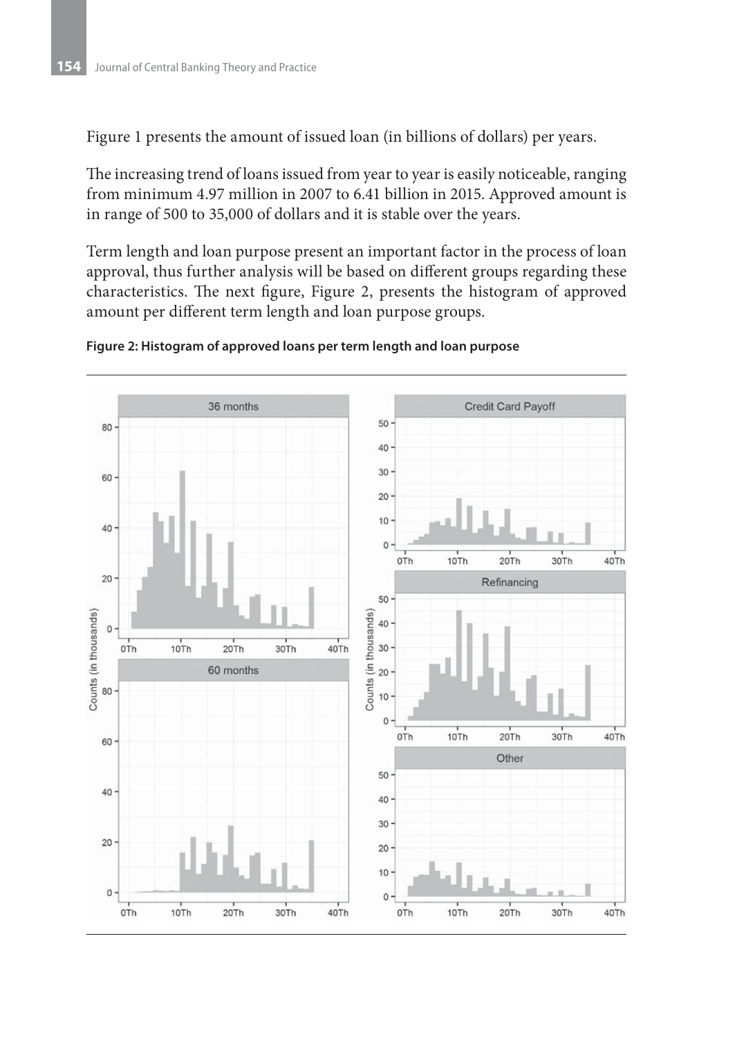Figure 1 presents the amount of issued loan (in billions of dollars) per years.

The increasing trend of loans issued from year to year is easily noticeable, ranging from minimum 4.97 million in 2007 to 6.41 billion in 2015. Approved amount is in range of 500 to 35,000 of dollars and it is stable over the years.

Term length and loan purpose present an important factor in the process of loan approval, thus further analysis will be based on different groups regarding these characteristics. The next figure, Figure 2, presents the histogram of approved amount per different term length and loan purpose groups.

**Figure 2: Histogram of approved loans per term length and loan purpose**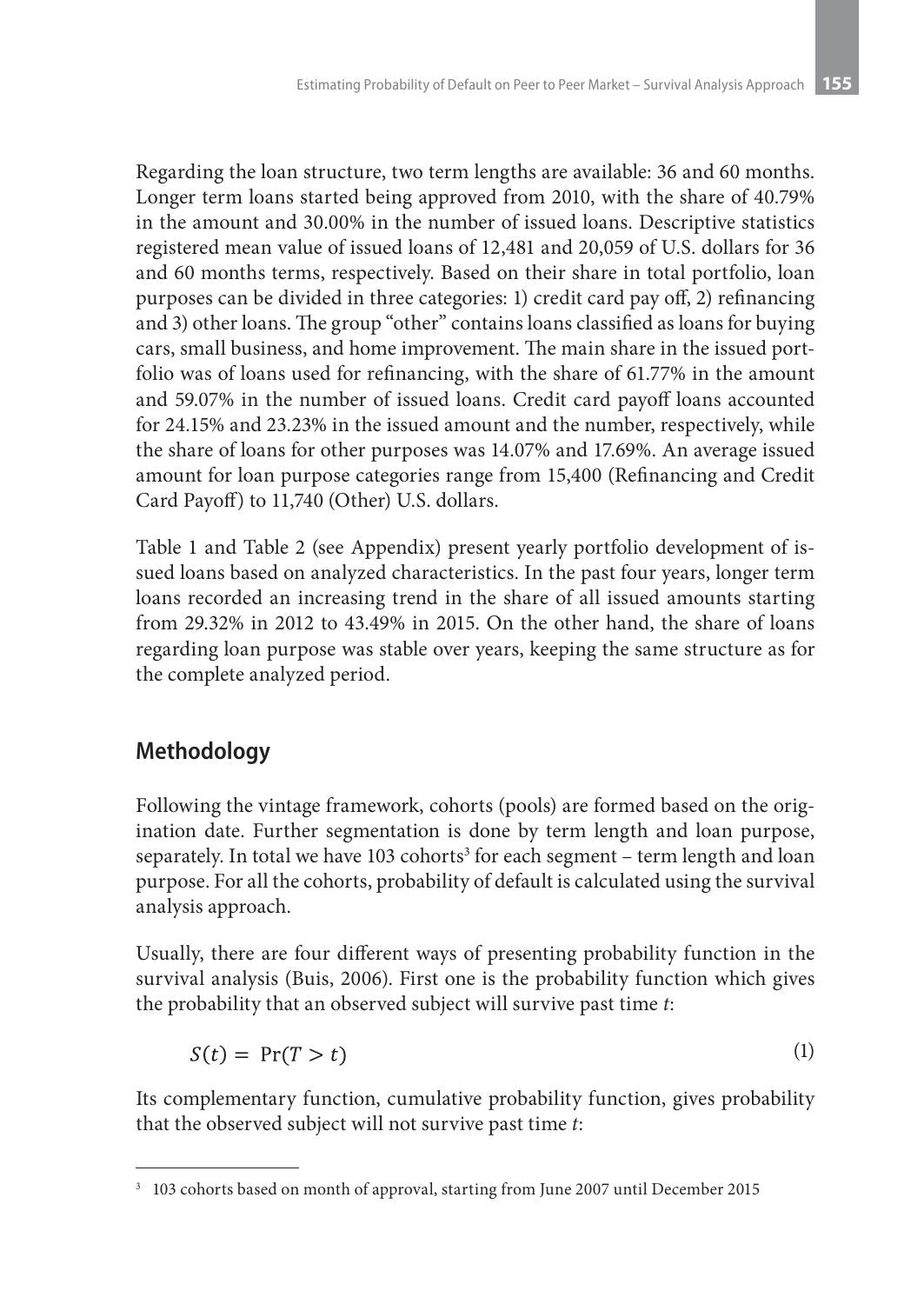Regarding the loan structure, two term lengths are available: 36 and 60 months. Longer term loans started being approved from 2010, with the share of 40.79% in the amount and 30.00% in the number of issued loans. Descriptive statistics registered mean value of issued loans of 12,481 and 20,059 of U.S. dollars for 36 and 60 months terms, respectively. Based on their share in total portfolio, loan purposes can be divided in three categories: 1) credit card pay off, 2) refinancing and 3) other loans. The group "other" contains loans classified as loans for buying cars, small business, and home improvement. The main share in the issued portfolio was of loans used for refinancing, with the share of 61.77% in the amount and 59.07% in the number of issued loans. Credit card payoff loans accounted for 24.15% and 23.23% in the issued amount and the number, respectively, while the share of loans for other purposes was 14.07% and 17.69%. An average issued amount for loan purpose categories range from 15,400 (Refinancing and Credit Card Payoff) to 11,740 (Other) U.S. dollars.

Table 1 and Table 2 (see Appendix) present yearly portfolio development of issued loans based on analyzed characteristics. In the past four years, longer term loans recorded an increasing trend in the share of all issued amounts starting from 29.32% in 2012 to 43.49% in 2015. On the other hand, the share of loans regarding loan purpose was stable over years, keeping the same structure as for the complete analyzed period.

## Methodology

Following the vintage framework, cohorts (pools) are formed based on the origination date. Further segmentation is done by term length and loan purpose, separately. In total we have 103 cohorts[3] for each segment – term length and loan purpose. For all the cohorts, probability of default is calculated using the survival analysis approach.

Usually, there are four different ways of presenting probability function in the survival analysis (Buis, 2006). First one is the probability function which gives the probability that an observed subject will survive past time $t$:

$$S(t) = \Pr(T > t) \tag{1}$$

Its complementary function, cumulative probability function, gives probability that the observed subject will not survive past time $t$:

[3] 103 cohorts based on month of approval, starting from June 2007 until December 2015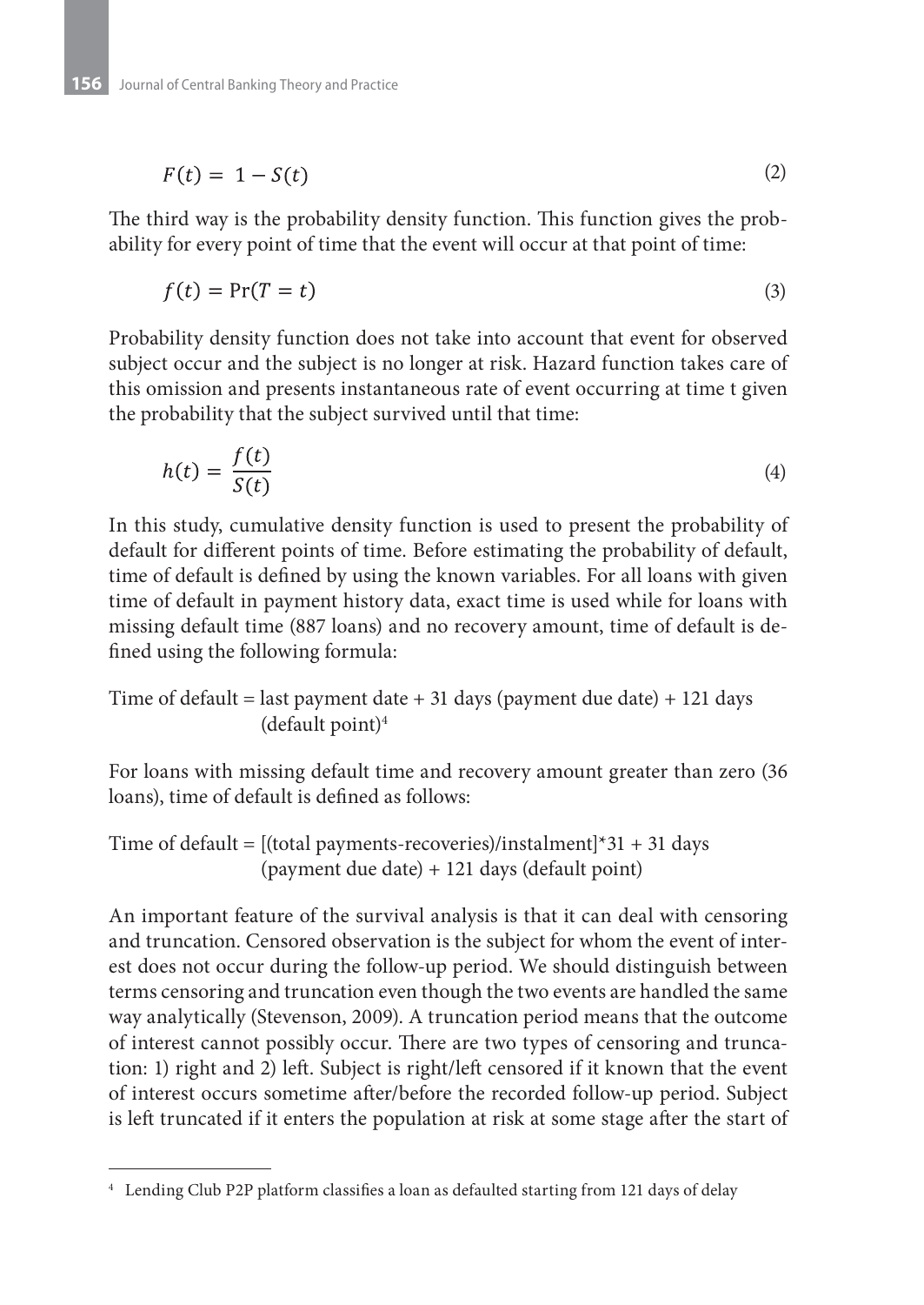$$F(t) = 1 - S(t) \tag{2}$$

The third way is the probability density function. This function gives the probability for every point of time that the event will occur at that point of time:

$$f(t) = \Pr(T = t) \tag{3}$$

Probability density function does not take into account that event for observed subject occur and the subject is no longer at risk. Hazard function takes care of this omission and presents instantaneous rate of event occurring at time t given the probability that the subject survived until that time:

$$h(t) = \frac{f(t)}{S(t)} \tag{4}$$

In this study, cumulative density function is used to present the probability of default for different points of time. Before estimating the probability of default, time of default is defined by using the known variables. For all loans with given time of default in payment history data, exact time is used while for loans with missing default time (887 loans) and no recovery amount, time of default is defined using the following formula:

Time of default = last payment date + 31 days (payment due date) + 121 days (default point)[4]

For loans with missing default time and recovery amount greater than zero (36 loans), time of default is defined as follows:

Time of default = [(total payments-recoveries)/instalment]*31 + 31 days (payment due date) + 121 days (default point)

An important feature of the survival analysis is that it can deal with censoring and truncation. Censored observation is the subject for whom the event of interest does not occur during the follow-up period. We should distinguish between terms censoring and truncation even though the two events are handled the same way analytically (Stevenson, 2009). A truncation period means that the outcome of interest cannot possibly occur. There are two types of censoring and truncation: 1) right and 2) left. Subject is right/left censored if it known that the event of interest occurs sometime after/before the recorded follow-up period. Subject is left truncated if it enters the population at risk at some stage after the start of

---

[4] Lending Club P2P platform classifies a loan as defaulted starting from 121 days of delay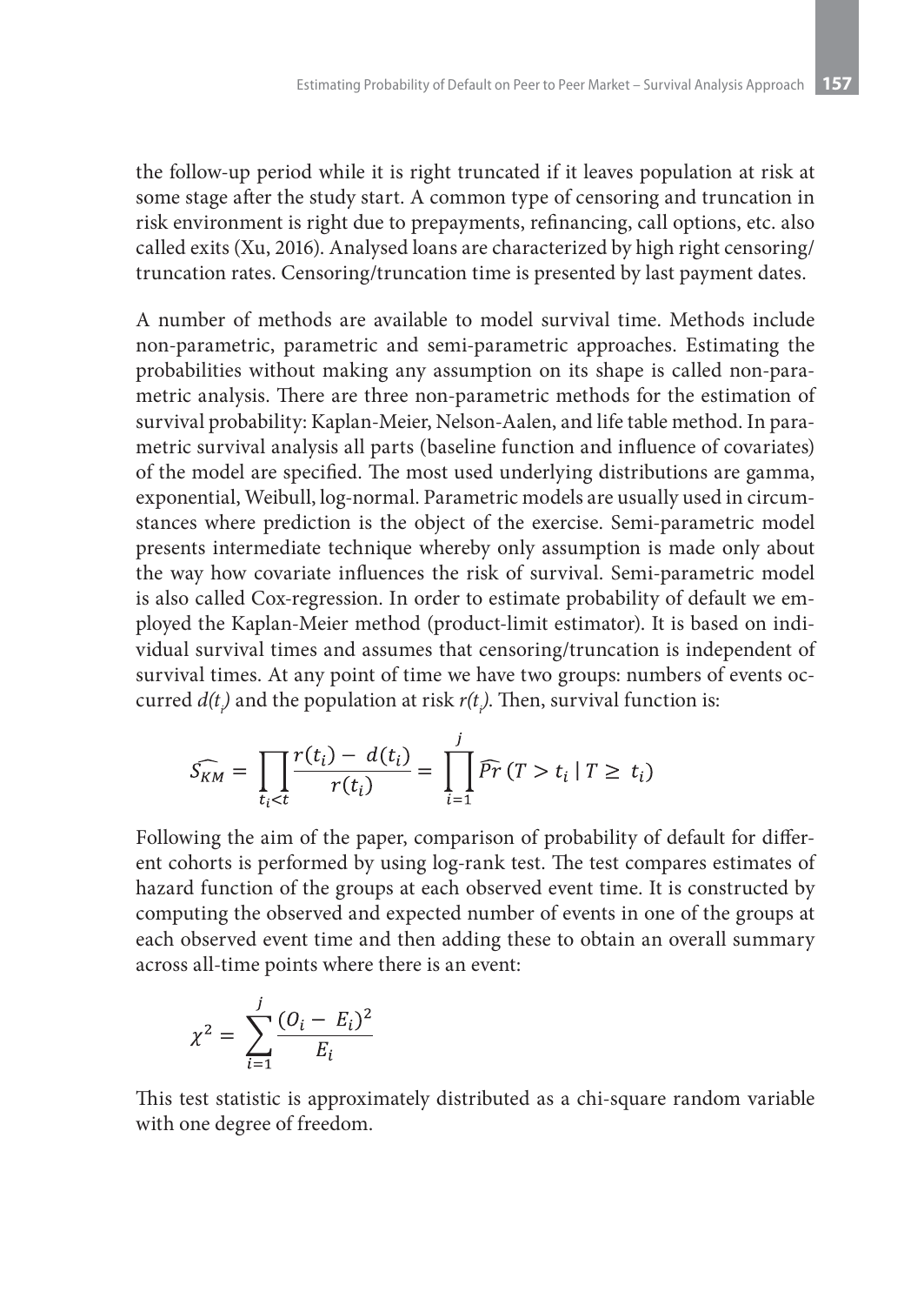the follow-up period while it is right truncated if it leaves population at risk at some stage after the study start. A common type of censoring and truncation in risk environment is right due to prepayments, refinancing, call options, etc. also called exits (Xu, 2016). Analysed loans are characterized by high right censoring/truncation rates. Censoring/truncation time is presented by last payment dates.

A number of methods are available to model survival time. Methods include non-parametric, parametric and semi-parametric approaches. Estimating the probabilities without making any assumption on its shape is called non-parametric analysis. There are three non-parametric methods for the estimation of survival probability: Kaplan-Meier, Nelson-Aalen, and life table method. In parametric survival analysis all parts (baseline function and influence of covariates) of the model are specified. The most used underlying distributions are gamma, exponential, Weibull, log-normal. Parametric models are usually used in circumstances where prediction is the object of the exercise. Semi-parametric model presents intermediate technique whereby only assumption is made only about the way how covariate influences the risk of survival. Semi-parametric model is also called Cox-regression. In order to estimate probability of default we employed the Kaplan-Meier method (product-limit estimator). It is based on individual survival times and assumes that censoring/truncation is independent of survival times. At any point of time we have two groups: numbers of events occurred $d(t_i)$ and the population at risk $r(t_i)$. Then, survival function is:

$$\widehat{S_{KM}} = \prod_{t_i < t} \frac{r(t_i) - d(t_i)}{r(t_i)} = \prod_{i=1}^{j} \widehat{Pr}\,(T > t_i \mid T \geq t_i)$$

Following the aim of the paper, comparison of probability of default for different cohorts is performed by using log-rank test. The test compares estimates of hazard function of the groups at each observed event time. It is constructed by computing the observed and expected number of events in one of the groups at each observed event time and then adding these to obtain an overall summary across all-time points where there is an event:

$$\chi^2 = \sum_{i=1}^{j} \frac{(O_i - E_i)^2}{E_i}$$

This test statistic is approximately distributed as a chi-square random variable with one degree of freedom.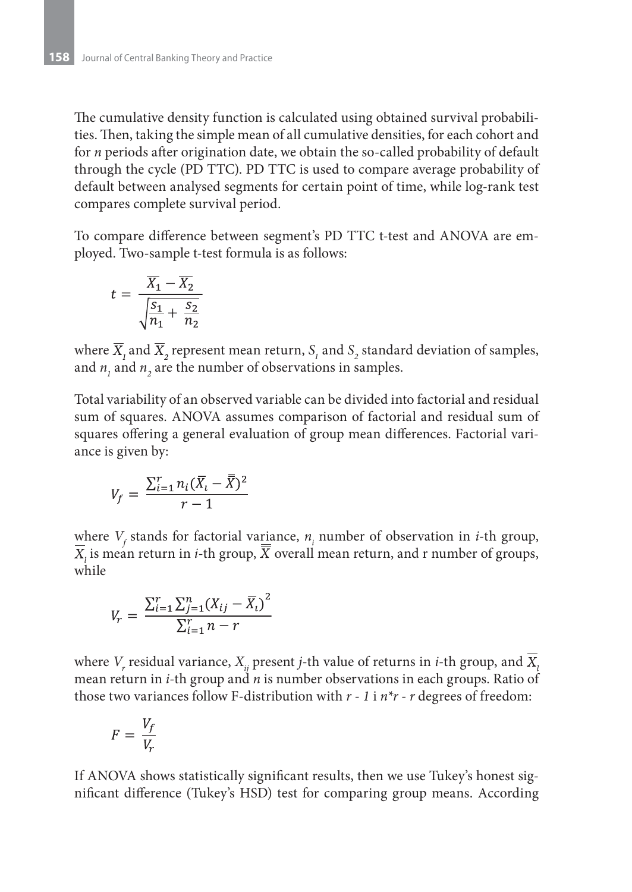The cumulative density function is calculated using obtained survival probabilities. Then, taking the simple mean of all cumulative densities, for each cohort and for *n* periods after origination date, we obtain the so-called probability of default through the cycle (PD TTC). PD TTC is used to compare average probability of default between analysed segments for certain point of time, while log-rank test compares complete survival period.

To compare difference between segment's PD TTC t-test and ANOVA are employed. Two-sample t-test formula is as follows:

$$t = \frac{\overline{X_1} - \overline{X_2}}{\sqrt{\frac{s_1}{n_1} + \frac{s_2}{n_2}}}$$

where $\overline{X}_1$ and $\overline{X}_2$ represent mean return, $S_1$ and $S_2$ standard deviation of samples, and $n_1$ and $n_2$ are the number of observations in samples.

Total variability of an observed variable can be divided into factorial and residual sum of squares. ANOVA assumes comparison of factorial and residual sum of squares offering a general evaluation of group mean differences. Factorial variance is given by:

$$V_f = \frac{\sum_{i=1}^{r} n_i (\overline{X}_i - \overline{\overline{X}})^2}{r - 1}$$

where $V_f$ stands for factorial variance, $n_i$ number of observation in *i*-th group, $\overline{X}_i$ is mean return in *i*-th group, $\overline{\overline{X}}$ overall mean return, and r number of groups, while

$$V_r = \frac{\sum_{i=1}^{r} \sum_{j=1}^{n} \left(X_{ij} - \overline{X}_i\right)^2}{\sum_{i=1}^{r} n - r}$$

where $V_r$ residual variance, $X_{ij}$ present *j*-th value of returns in *i*-th group, and $\overline{X}_i$ mean return in *i*-th group and *n* is number observations in each groups. Ratio of those two variances follow F-distribution with $r - 1$ i $n*r - r$ degrees of freedom:

$$F = \frac{V_f}{V_r}$$

If ANOVA shows statistically significant results, then we use Tukey's honest significant difference (Tukey's HSD) test for comparing group means. According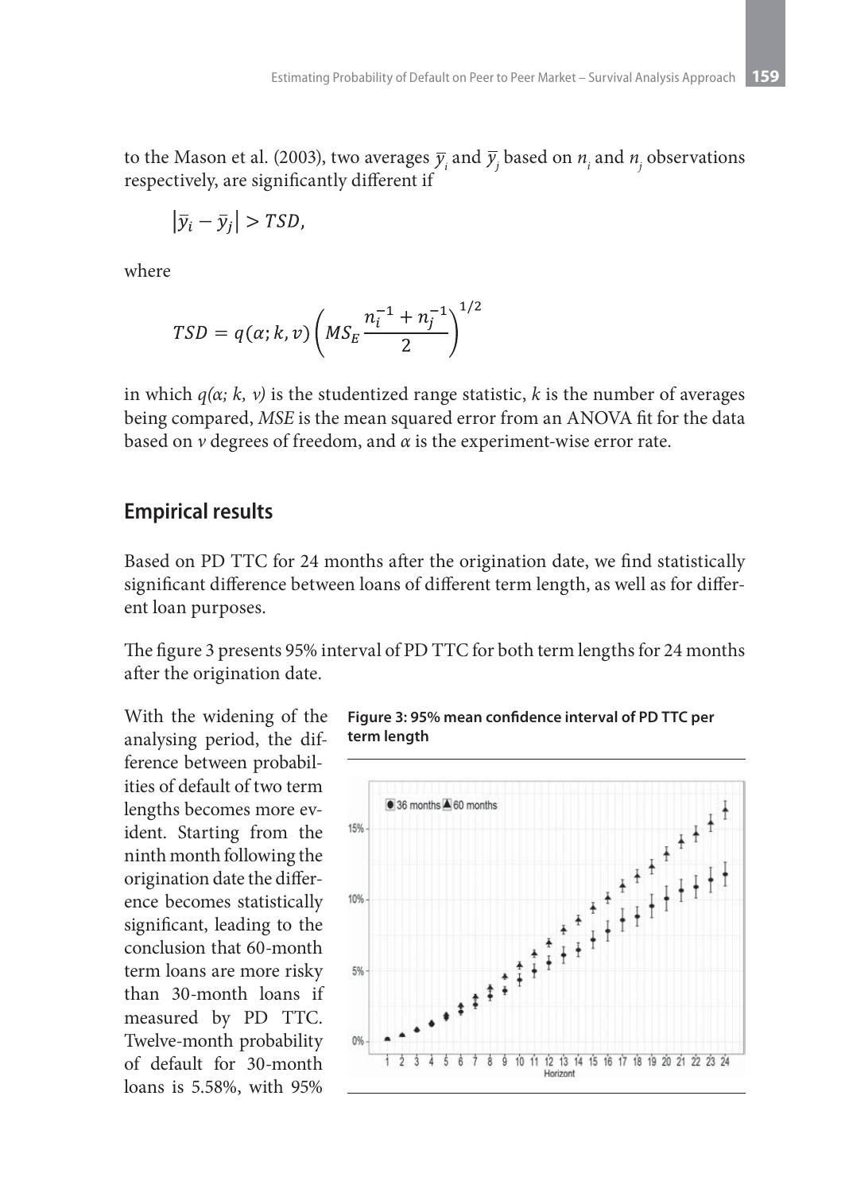to the Mason et al. (2003), two averages $\bar{y}_i$ and $\bar{y}_j$ based on $n_i$ and $n_j$ observations respectively, are significantly different if

$$\left|\bar{y}_i - \bar{y}_j\right| > TSD,$$

where

$$TSD = q(\alpha; k, v)\left(MS_E \frac{n_i^{-1} + n_j^{-1}}{2}\right)^{1/2}$$

in which $q(\alpha; k, v)$ is the studentized range statistic, $k$ is the number of averages being compared, *MSE* is the mean squared error from an ANOVA fit for the data based on $v$ degrees of freedom, and $\alpha$ is the experiment-wise error rate.

## Empirical results

Based on PD TTC for 24 months after the origination date, we find statistically significant difference between loans of different term length, as well as for different loan purposes.

The figure 3 presents 95% interval of PD TTC for both term lengths for 24 months after the origination date.

**Figure 3: 95% mean confidence interval of PD TTC per term length**

With the widening of the analysing period, the difference between probabilities of default of two term lengths becomes more evident. Starting from the ninth month following the origination date the difference becomes statistically significant, leading to the conclusion that 60-month term loans are more risky than 30-month loans if measured by PD TTC. Twelve-month probability of default for 30-month loans is 5.58%, with 95%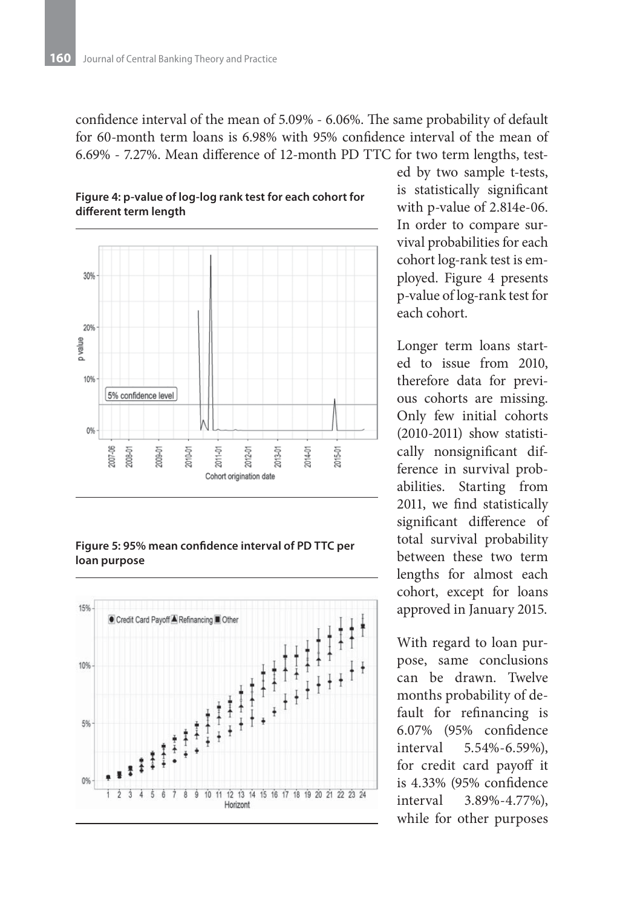confidence interval of the mean of 5.09% - 6.06%. The same probability of default for 60-month term loans is 6.98% with 95% confidence interval of the mean of 6.69% - 7.27%. Mean difference of 12-month PD TTC for two term lengths, tested by two sample t-tests, is statistically significant with p-value of 2.814e-06. In order to compare survival probabilities for each cohort log-rank test is employed. Figure 4 presents p-value of log-rank test for each cohort.

**Figure 4: p-value of log-log rank test for each cohort for different term length**

Longer term loans started to issue from 2010, therefore data for previous cohorts are missing. Only few initial cohorts (2010-2011) show statistically nonsignificant difference in survival probabilities. Starting from 2011, we find statistically significant difference of total survival probability between these two term lengths for almost each cohort, except for loans approved in January 2015.

**Figure 5: 95% mean confidence interval of PD TTC per loan purpose**

With regard to loan purpose, same conclusions can be drawn. Twelve months probability of default for refinancing is 6.07% (95% confidence interval 5.54%-6.59%), for credit card payoff it is 4.33% (95% confidence interval 3.89%-4.77%), while for other purposes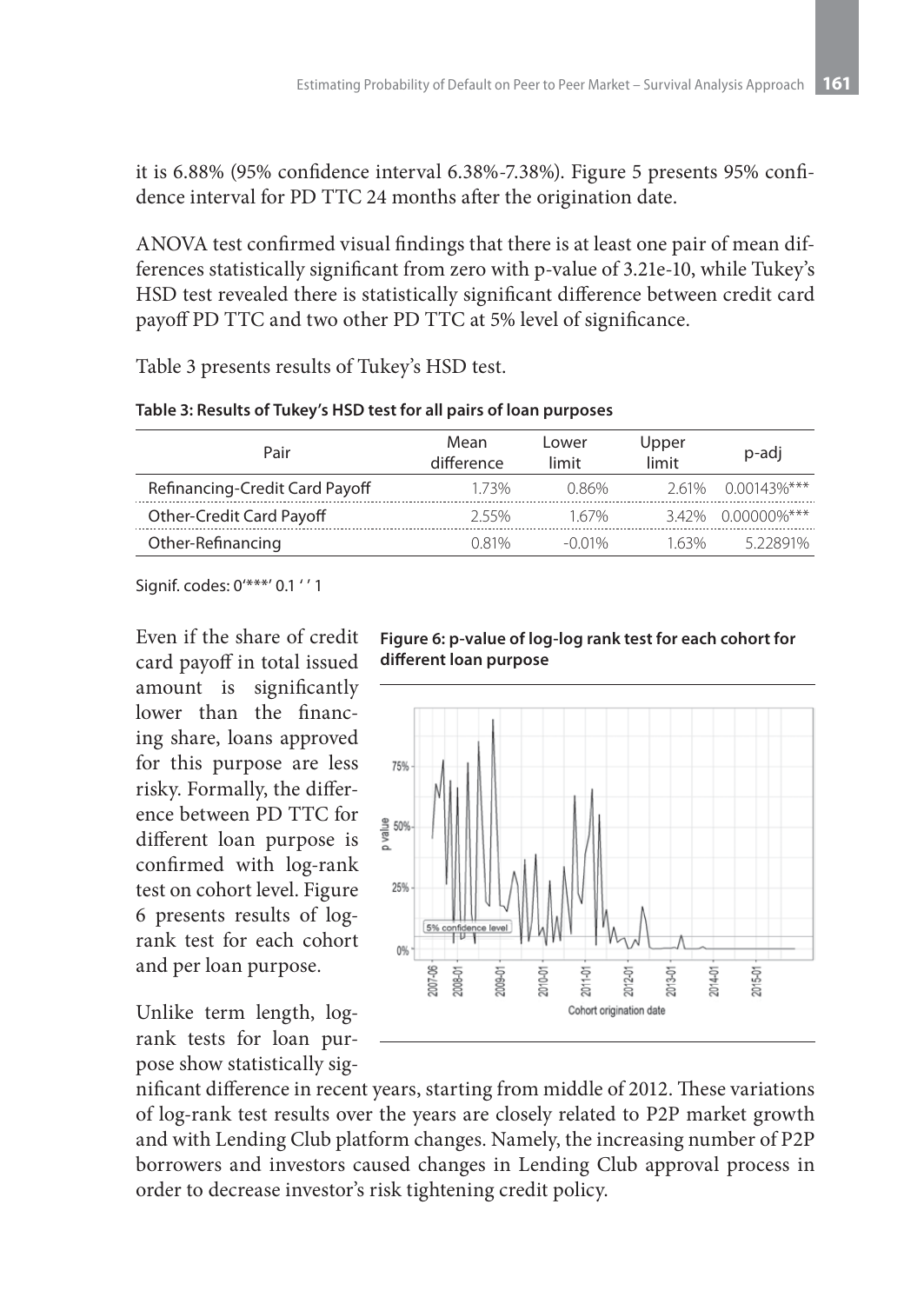it is 6.88% (95% confidence interval 6.38%-7.38%). Figure 5 presents 95% confidence interval for PD TTC 24 months after the origination date.

ANOVA test confirmed visual findings that there is at least one pair of mean differences statistically significant from zero with p-value of 3.21e-10, while Tukey's HSD test revealed there is statistically significant difference between credit card payoff PD TTC and two other PD TTC at 5% level of significance.

Table 3 presents results of Tukey's HSD test.

**Table 3: Results of Tukey's HSD test for all pairs of loan purposes**

| Pair | Mean difference | Lower limit | Upper limit | p-adj |
|---|---|---|---|---|
| Refinancing-Credit Card Payoff | 1.73% | 0.86% | 2.61% | 0.00143%*** |
| Other-Credit Card Payoff | 2.55% | 1.67% | 3.42% | 0.00000%*** |
| Other-Refinancing | 0.81% | -0.01% | 1.63% | 5.22891% |

Signif. codes: 0'***' 0.1 ' ' 1

Even if the share of credit card payoff in total issued amount is significantly lower than the financing share, loans approved for this purpose are less risky. Formally, the difference between PD TTC for different loan purpose is confirmed with log-rank test on cohort level. Figure 6 presents results of log-rank test for each cohort and per loan purpose.

**Figure 6: p-value of log-log rank test for each cohort for different loan purpose**

Unlike term length, log-rank tests for loan purpose show statistically significant difference in recent years, starting from middle of 2012. These variations of log-rank test results over the years are closely related to P2P market growth and with Lending Club platform changes. Namely, the increasing number of P2P borrowers and investors caused changes in Lending Club approval process in order to decrease investor's risk tightening credit policy.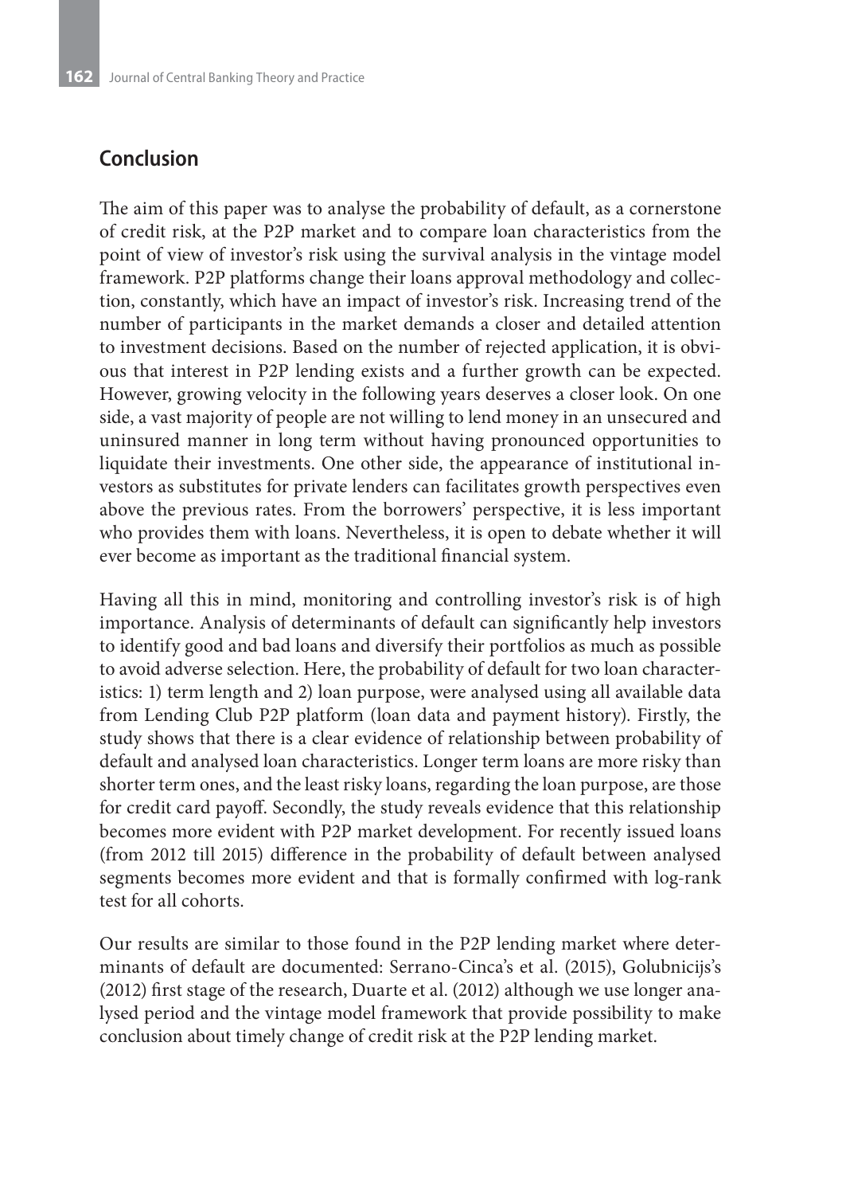## Conclusion

The aim of this paper was to analyse the probability of default, as a cornerstone of credit risk, at the P2P market and to compare loan characteristics from the point of view of investor's risk using the survival analysis in the vintage model framework. P2P platforms change their loans approval methodology and collection, constantly, which have an impact of investor's risk. Increasing trend of the number of participants in the market demands a closer and detailed attention to investment decisions. Based on the number of rejected application, it is obvious that interest in P2P lending exists and a further growth can be expected. However, growing velocity in the following years deserves a closer look. On one side, a vast majority of people are not willing to lend money in an unsecured and uninsured manner in long term without having pronounced opportunities to liquidate their investments. One other side, the appearance of institutional investors as substitutes for private lenders can facilitates growth perspectives even above the previous rates. From the borrowers' perspective, it is less important who provides them with loans. Nevertheless, it is open to debate whether it will ever become as important as the traditional financial system.

Having all this in mind, monitoring and controlling investor's risk is of high importance. Analysis of determinants of default can significantly help investors to identify good and bad loans and diversify their portfolios as much as possible to avoid adverse selection. Here, the probability of default for two loan characteristics: 1) term length and 2) loan purpose, were analysed using all available data from Lending Club P2P platform (loan data and payment history). Firstly, the study shows that there is a clear evidence of relationship between probability of default and analysed loan characteristics. Longer term loans are more risky than shorter term ones, and the least risky loans, regarding the loan purpose, are those for credit card payoff. Secondly, the study reveals evidence that this relationship becomes more evident with P2P market development. For recently issued loans (from 2012 till 2015) difference in the probability of default between analysed segments becomes more evident and that is formally confirmed with log-rank test for all cohorts.

Our results are similar to those found in the P2P lending market where determinants of default are documented: Serrano-Cinca's et al. (2015), Golubnicijs's (2012) first stage of the research, Duarte et al. (2012) although we use longer analysed period and the vintage model framework that provide possibility to make conclusion about timely change of credit risk at the P2P lending market.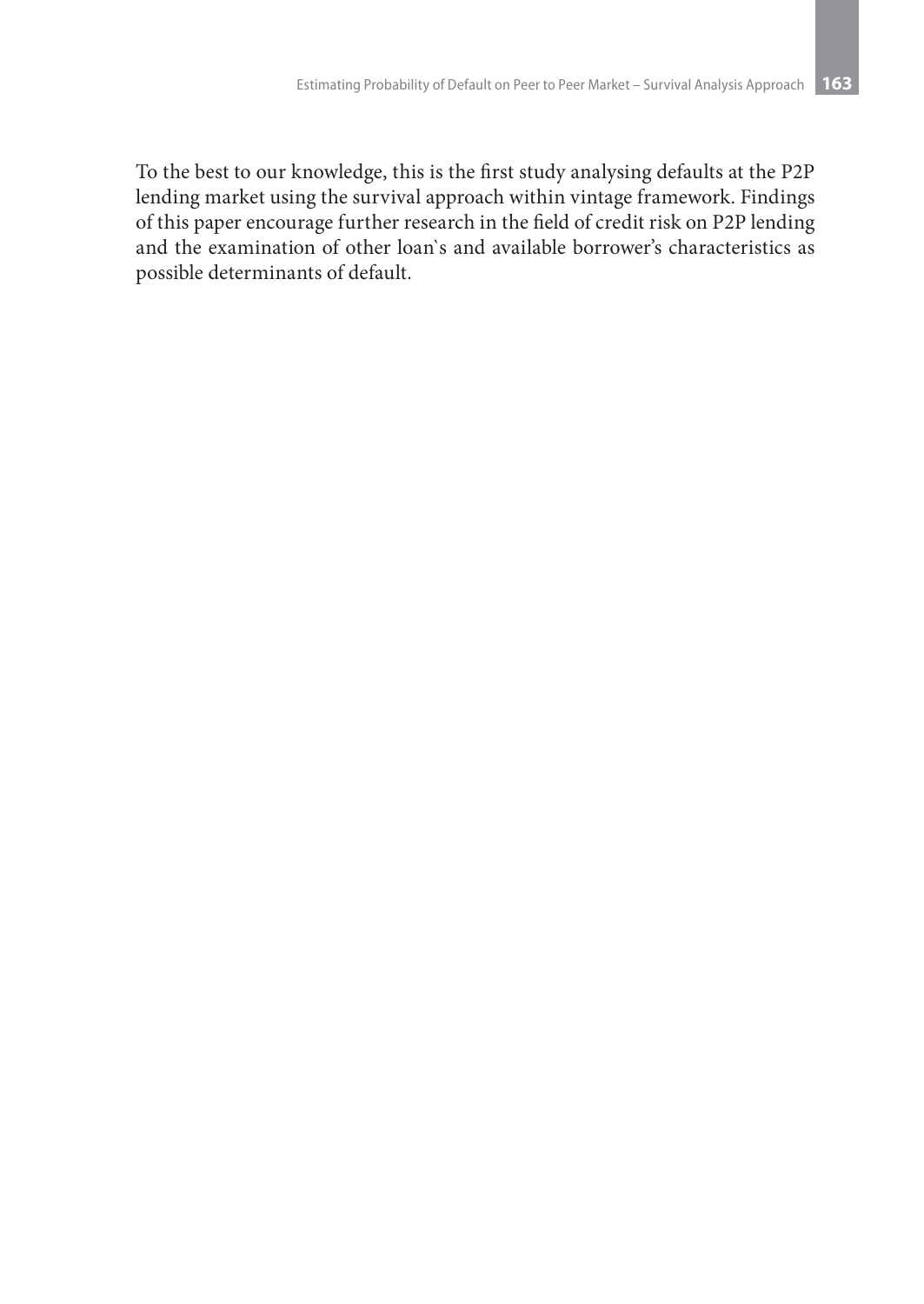To the best to our knowledge, this is the first study analysing defaults at the P2P lending market using the survival approach within vintage framework. Findings of this paper encourage further research in the field of credit risk on P2P lending and the examination of other loan`s and available borrower's characteristics as possible determinants of default.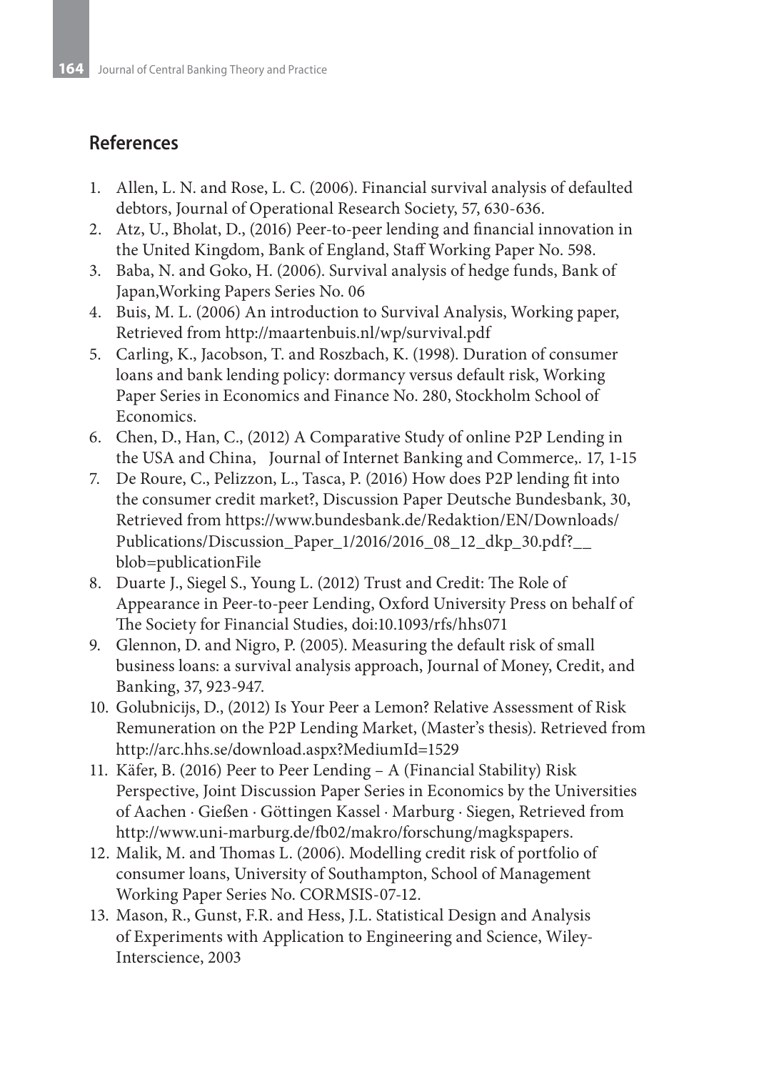## References

1. Allen, L. N. and Rose, L. C. (2006). Financial survival analysis of defaulted debtors, Journal of Operational Research Society, 57, 630-636.
2. Atz, U., Bholat, D., (2016) Peer-to-peer lending and financial innovation in the United Kingdom, Bank of England, Staff Working Paper No. 598.
3. Baba, N. and Goko, H. (2006). Survival analysis of hedge funds, Bank of Japan,Working Papers Series No. 06
4. Buis, M. L. (2006) An introduction to Survival Analysis, Working paper, Retrieved from http://maartenbuis.nl/wp/survival.pdf
5. Carling, K., Jacobson, T. and Roszbach, K. (1998). Duration of consumer loans and bank lending policy: dormancy versus default risk, Working Paper Series in Economics and Finance No. 280, Stockholm School of Economics.
6. Chen, D., Han, C., (2012) A Comparative Study of online P2P Lending in the USA and China, Journal of Internet Banking and Commerce,. 17, 1-15
7. De Roure, C., Pelizzon, L., Tasca, P. (2016) How does P2P lending fit into the consumer credit market?, Discussion Paper Deutsche Bundesbank, 30, Retrieved from https://www.bundesbank.de/Redaktion/EN/Downloads/Publications/Discussion_Paper_1/2016/2016_08_12_dkp_30.pdf?__blob=publicationFile
8. Duarte J., Siegel S., Young L. (2012) Trust and Credit: The Role of Appearance in Peer-to-peer Lending, Oxford University Press on behalf of The Society for Financial Studies, doi:10.1093/rfs/hhs071
9. Glennon, D. and Nigro, P. (2005). Measuring the default risk of small business loans: a survival analysis approach, Journal of Money, Credit, and Banking, 37, 923-947.
10. Golubnicijs, D., (2012) Is Your Peer a Lemon? Relative Assessment of Risk Remuneration on the P2P Lending Market, (Master's thesis). Retrieved from http://arc.hhs.se/download.aspx?MediumId=1529
11. Käfer, B. (2016) Peer to Peer Lending – A (Financial Stability) Risk Perspective, Joint Discussion Paper Series in Economics by the Universities of Aachen · Gießen · Göttingen Kassel · Marburg · Siegen, Retrieved from http://www.uni-marburg.de/fb02/makro/forschung/magkspapers.
12. Malik, M. and Thomas L. (2006). Modelling credit risk of portfolio of consumer loans, University of Southampton, School of Management Working Paper Series No. CORMSIS-07-12.
13. Mason, R., Gunst, F.R. and Hess, J.L. Statistical Design and Analysis of Experiments with Application to Engineering and Science, Wiley-Interscience, 2003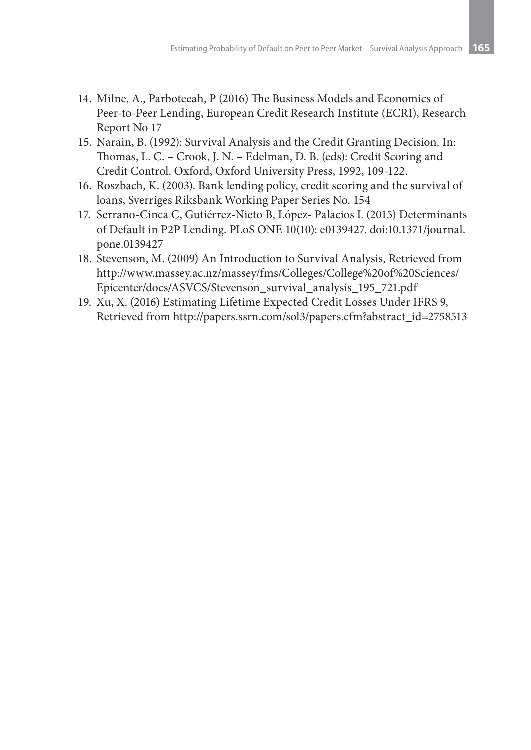14. Milne, A., Parboteeah, P (2016) The Business Models and Economics of Peer-to-Peer Lending, European Credit Research Institute (ECRI), Research Report No 17
15. Narain, B. (1992): Survival Analysis and the Credit Granting Decision. In: Thomas, L. C. – Crook, J. N. – Edelman, D. B. (eds): Credit Scoring and Credit Control. Oxford, Oxford University Press, 1992, 109-122.
16. Roszbach, K. (2003). Bank lending policy, credit scoring and the survival of loans, Sverriges Riksbank Working Paper Series No. 154
17. Serrano-Cinca C, Gutiérrez-Nieto B, López- Palacios L (2015) Determinants of Default in P2P Lending. PLoS ONE 10(10): e0139427. doi:10.1371/journal.pone.0139427
18. Stevenson, M. (2009) An Introduction to Survival Analysis, Retrieved from http://www.massey.ac.nz/massey/fms/Colleges/College%20of%20Sciences/Epicenter/docs/ASVCS/Stevenson_survival_analysis_195_721.pdf
19. Xu, X. (2016) Estimating Lifetime Expected Credit Losses Under IFRS 9, Retrieved from http://papers.ssrn.com/sol3/papers.cfm?abstract_id=2758513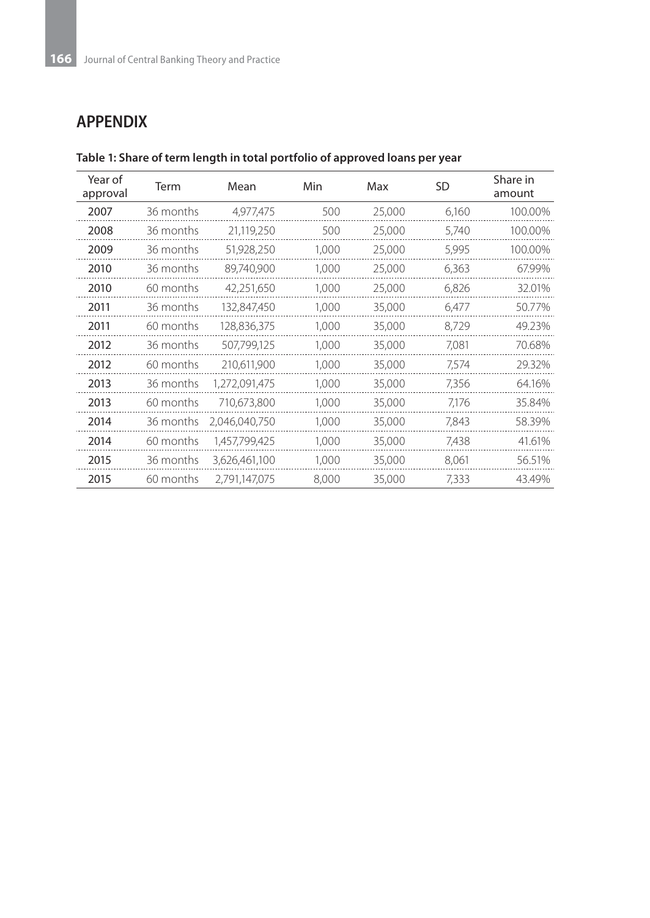## APPENDIX

**Table 1: Share of term length in total portfolio of approved loans per year**

| Year of approval | Term | Mean | Min | Max | SD | Share in amount |
|---|---|---|---|---|---|---|
| 2007 | 36 months | 4,977,475 | 500 | 25,000 | 6,160 | 100.00% |
| 2008 | 36 months | 21,119,250 | 500 | 25,000 | 5,740 | 100.00% |
| 2009 | 36 months | 51,928,250 | 1,000 | 25,000 | 5,995 | 100.00% |
| 2010 | 36 months | 89,740,900 | 1,000 | 25,000 | 6,363 | 67.99% |
| 2010 | 60 months | 42,251,650 | 1,000 | 25,000 | 6,826 | 32.01% |
| 2011 | 36 months | 132,847,450 | 1,000 | 35,000 | 6,477 | 50.77% |
| 2011 | 60 months | 128,836,375 | 1,000 | 35,000 | 8,729 | 49.23% |
| 2012 | 36 months | 507,799,125 | 1,000 | 35,000 | 7,081 | 70.68% |
| 2012 | 60 months | 210,611,900 | 1,000 | 35,000 | 7,574 | 29.32% |
| 2013 | 36 months | 1,272,091,475 | 1,000 | 35,000 | 7,356 | 64.16% |
| 2013 | 60 months | 710,673,800 | 1,000 | 35,000 | 7,176 | 35.84% |
| 2014 | 36 months | 2,046,040,750 | 1,000 | 35,000 | 7,843 | 58.39% |
| 2014 | 60 months | 1,457,799,425 | 1,000 | 35,000 | 7,438 | 41.61% |
| 2015 | 36 months | 3,626,461,100 | 1,000 | 35,000 | 8,061 | 56.51% |
| 2015 | 60 months | 2,791,147,075 | 8,000 | 35,000 | 7,333 | 43.49% |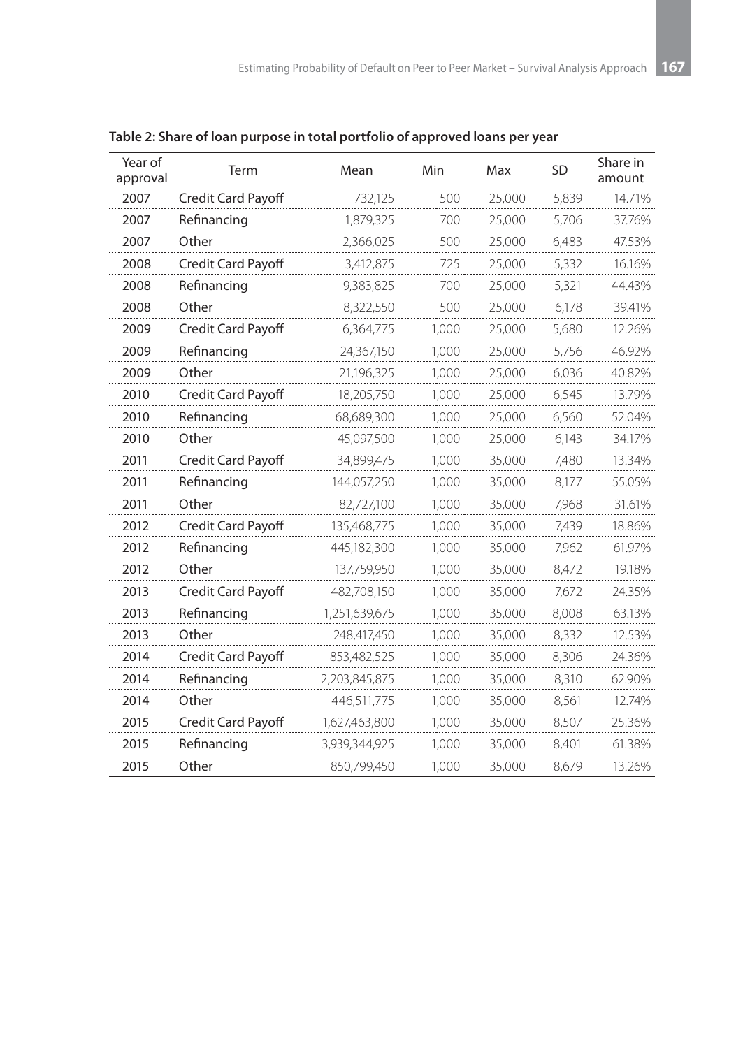**Table 2: Share of loan purpose in total portfolio of approved loans per year**

| Year of approval | Term | Mean | Min | Max | SD | Share in amount |
|---|---|---|---|---|---|---|
| 2007 | Credit Card Payoff | 732,125 | 500 | 25,000 | 5,839 | 14.71% |
| 2007 | Refinancing | 1,879,325 | 700 | 25,000 | 5,706 | 37.76% |
| 2007 | Other | 2,366,025 | 500 | 25,000 | 6,483 | 47.53% |
| 2008 | Credit Card Payoff | 3,412,875 | 725 | 25,000 | 5,332 | 16.16% |
| 2008 | Refinancing | 9,383,825 | 700 | 25,000 | 5,321 | 44.43% |
| 2008 | Other | 8,322,550 | 500 | 25,000 | 6,178 | 39.41% |
| 2009 | Credit Card Payoff | 6,364,775 | 1,000 | 25,000 | 5,680 | 12.26% |
| 2009 | Refinancing | 24,367,150 | 1,000 | 25,000 | 5,756 | 46.92% |
| 2009 | Other | 21,196,325 | 1,000 | 25,000 | 6,036 | 40.82% |
| 2010 | Credit Card Payoff | 18,205,750 | 1,000 | 25,000 | 6,545 | 13.79% |
| 2010 | Refinancing | 68,689,300 | 1,000 | 25,000 | 6,560 | 52.04% |
| 2010 | Other | 45,097,500 | 1,000 | 25,000 | 6,143 | 34.17% |
| 2011 | Credit Card Payoff | 34,899,475 | 1,000 | 35,000 | 7,480 | 13.34% |
| 2011 | Refinancing | 144,057,250 | 1,000 | 35,000 | 8,177 | 55.05% |
| 2011 | Other | 82,727,100 | 1,000 | 35,000 | 7,968 | 31.61% |
| 2012 | Credit Card Payoff | 135,468,775 | 1,000 | 35,000 | 7,439 | 18.86% |
| 2012 | Refinancing | 445,182,300 | 1,000 | 35,000 | 7,962 | 61.97% |
| 2012 | Other | 137,759,950 | 1,000 | 35,000 | 8,472 | 19.18% |
| 2013 | Credit Card Payoff | 482,708,150 | 1,000 | 35,000 | 7,672 | 24.35% |
| 2013 | Refinancing | 1,251,639,675 | 1,000 | 35,000 | 8,008 | 63.13% |
| 2013 | Other | 248,417,450 | 1,000 | 35,000 | 8,332 | 12.53% |
| 2014 | Credit Card Payoff | 853,482,525 | 1,000 | 35,000 | 8,306 | 24.36% |
| 2014 | Refinancing | 2,203,845,875 | 1,000 | 35,000 | 8,310 | 62.90% |
| 2014 | Other | 446,511,775 | 1,000 | 35,000 | 8,561 | 12.74% |
| 2015 | Credit Card Payoff | 1,627,463,800 | 1,000 | 35,000 | 8,507 | 25.36% |
| 2015 | Refinancing | 3,939,344,925 | 1,000 | 35,000 | 8,401 | 61.38% |
| 2015 | Other | 850,799,450 | 1,000 | 35,000 | 8,679 | 13.26% |